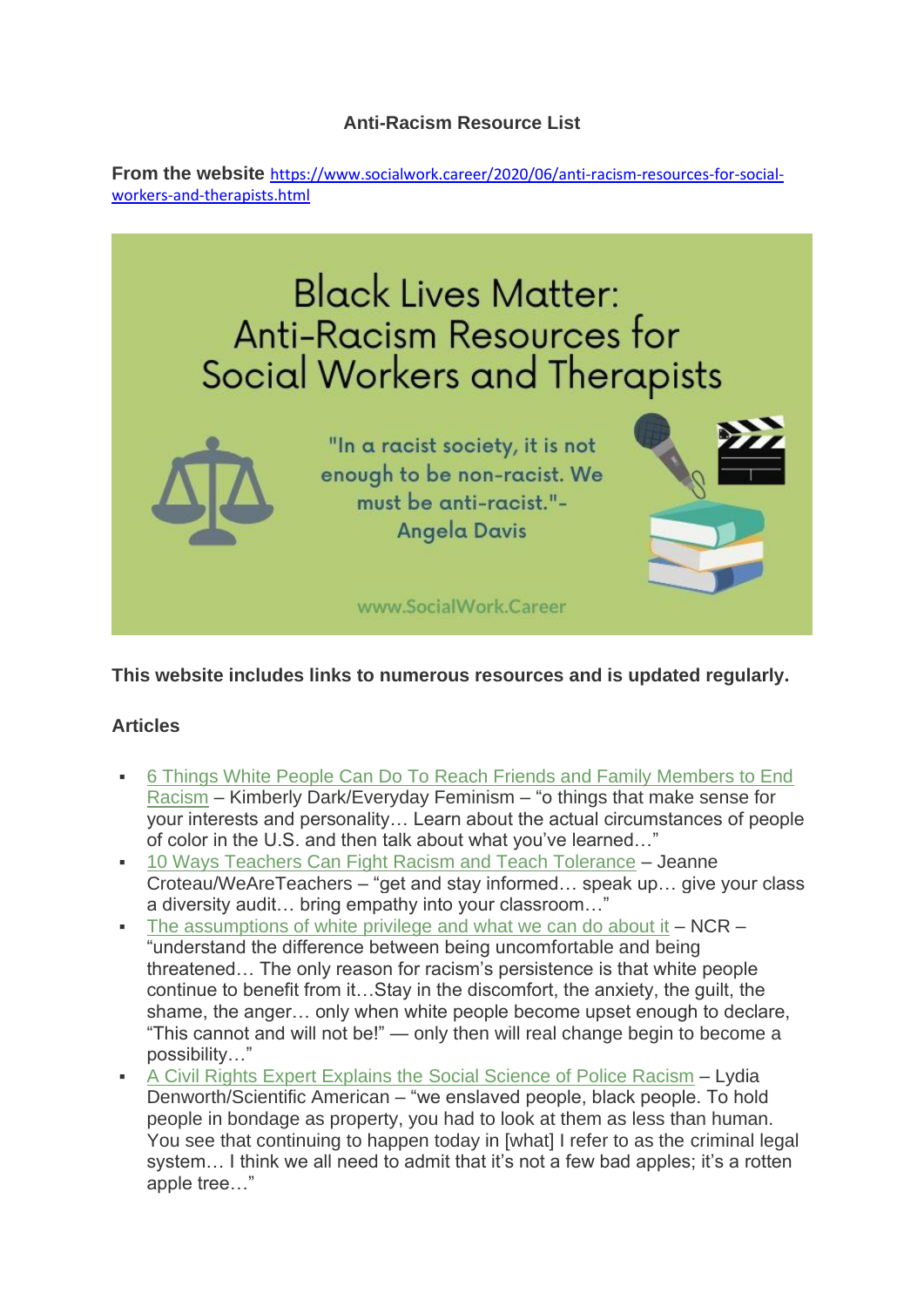# Anti-Racism Resource List

**From the website** https://www.socialwork.career/2020/06/anti-racism-resources-for-social-workers-and-therapists.html

Black Lives Matter: Anti-Racism Resources for Social Workers and Therapists

"In a racist society, it is not enough to be non-racist. We must be anti-racist."- Angela Davis

www.SocialWork.Career

**This website includes links to numerous resources and is updated regularly.**

## Articles

- 6 Things White People Can Do To Reach Friends and Family Members to End Racism – Kimberly Dark/Everyday Feminism – "o things that make sense for your interests and personality… Learn about the actual circumstances of people of color in the U.S. and then talk about what you've learned…"
- 10 Ways Teachers Can Fight Racism and Teach Tolerance – Jeanne Croteau/WeAreTeachers – "get and stay informed… speak up… give your class a diversity audit… bring empathy into your classroom…"
- The assumptions of white privilege and what we can do about it – NCR – "understand the difference between being uncomfortable and being threatened… The only reason for racism's persistence is that white people continue to benefit from it…Stay in the discomfort, the anxiety, the guilt, the shame, the anger… only when white people become upset enough to declare, "This cannot and will not be!" — only then will real change begin to become a possibility…"
- A Civil Rights Expert Explains the Social Science of Police Racism – Lydia Denworth/Scientific American – "we enslaved people, black people. To hold people in bondage as property, you had to look at them as less than human. You see that continuing to happen today in [what] I refer to as the criminal legal system… I think we all need to admit that it's not a few bad apples; it's a rotten apple tree…"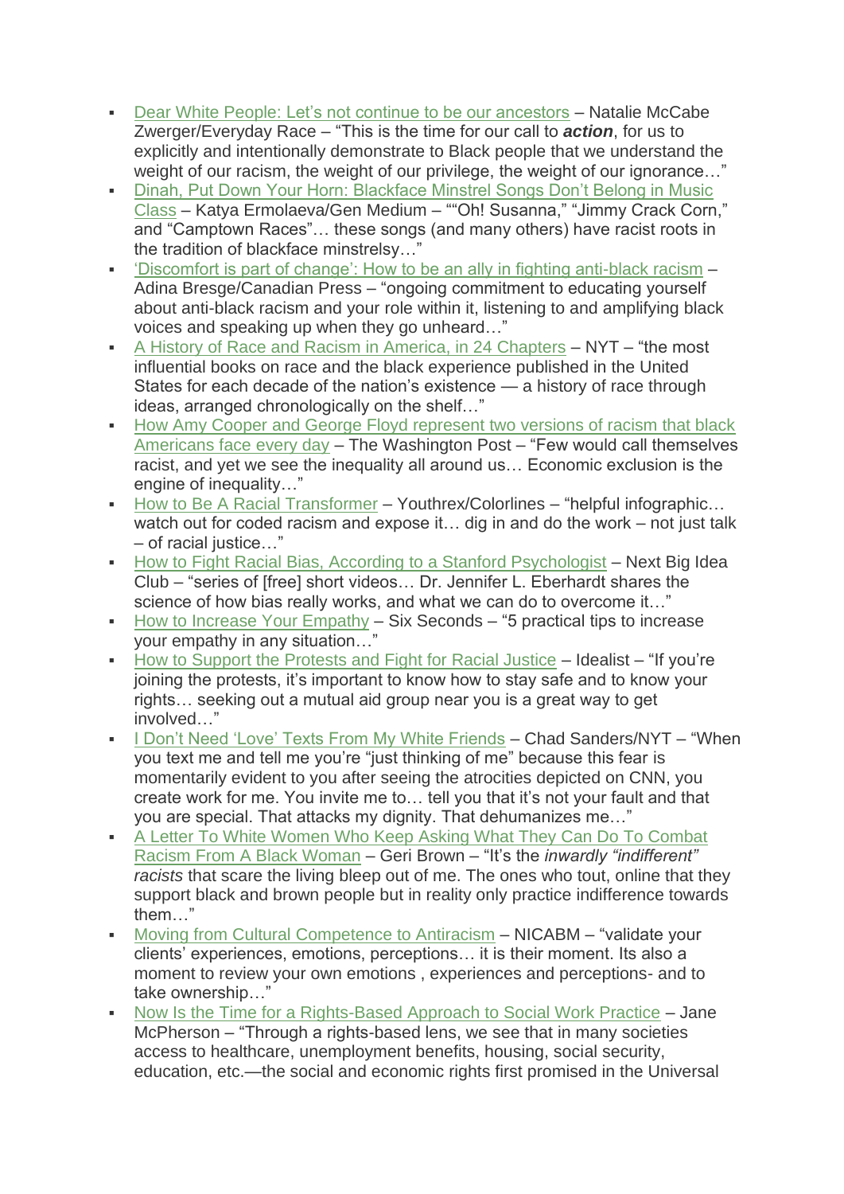- Dear White People: Let's not continue to be our ancestors – Natalie McCabe Zwerger/Everyday Race – "This is the time for our call to ***action***, for us to explicitly and intentionally demonstrate to Black people that we understand the weight of our racism, the weight of our privilege, the weight of our ignorance…"
- Dinah, Put Down Your Horn: Blackface Minstrel Songs Don't Belong in Music Class – Katya Ermolaeva/Gen Medium – ""Oh! Susanna," "Jimmy Crack Corn," and "Camptown Races"… these songs (and many others) have racist roots in the tradition of blackface minstrelsy…"
- 'Discomfort is part of change': How to be an ally in fighting anti-black racism – Adina Bresge/Canadian Press – "ongoing commitment to educating yourself about anti-black racism and your role within it, listening to and amplifying black voices and speaking up when they go unheard…"
- A History of Race and Racism in America, in 24 Chapters – NYT – "the most influential books on race and the black experience published in the United States for each decade of the nation's existence — a history of race through ideas, arranged chronologically on the shelf…"
- How Amy Cooper and George Floyd represent two versions of racism that black Americans face every day – The Washington Post – "Few would call themselves racist, and yet we see the inequality all around us… Economic exclusion is the engine of inequality…"
- How to Be A Racial Transformer – Youthrex/Colorlines – "helpful infographic… watch out for coded racism and expose it… dig in and do the work – not just talk – of racial justice…"
- How to Fight Racial Bias, According to a Stanford Psychologist – Next Big Idea Club – "series of [free] short videos… Dr. Jennifer L. Eberhardt shares the science of how bias really works, and what we can do to overcome it…"
- How to Increase Your Empathy – Six Seconds – "5 practical tips to increase your empathy in any situation…"
- How to Support the Protests and Fight for Racial Justice – Idealist – "If you're joining the protests, it's important to know how to stay safe and to know your rights… seeking out a mutual aid group near you is a great way to get involved…"
- I Don't Need 'Love' Texts From My White Friends – Chad Sanders/NYT – "When you text me and tell me you're "just thinking of me" because this fear is momentarily evident to you after seeing the atrocities depicted on CNN, you create work for me. You invite me to… tell you that it's not your fault and that you are special. That attacks my dignity. That dehumanizes me…"
- A Letter To White Women Who Keep Asking What They Can Do To Combat Racism From A Black Woman – Geri Brown – "It's the *inwardly "indifferent" racists* that scare the living bleep out of me. The ones who tout, online that they support black and brown people but in reality only practice indifference towards them…"
- Moving from Cultural Competence to Antiracism – NICABM – "validate your clients' experiences, emotions, perceptions… it is their moment. Its also a moment to review your own emotions , experiences and perceptions- and to take ownership…"
- Now Is the Time for a Rights-Based Approach to Social Work Practice – Jane McPherson – "Through a rights-based lens, we see that in many societies access to healthcare, unemployment benefits, housing, social security, education, etc.—the social and economic rights first promised in the Universal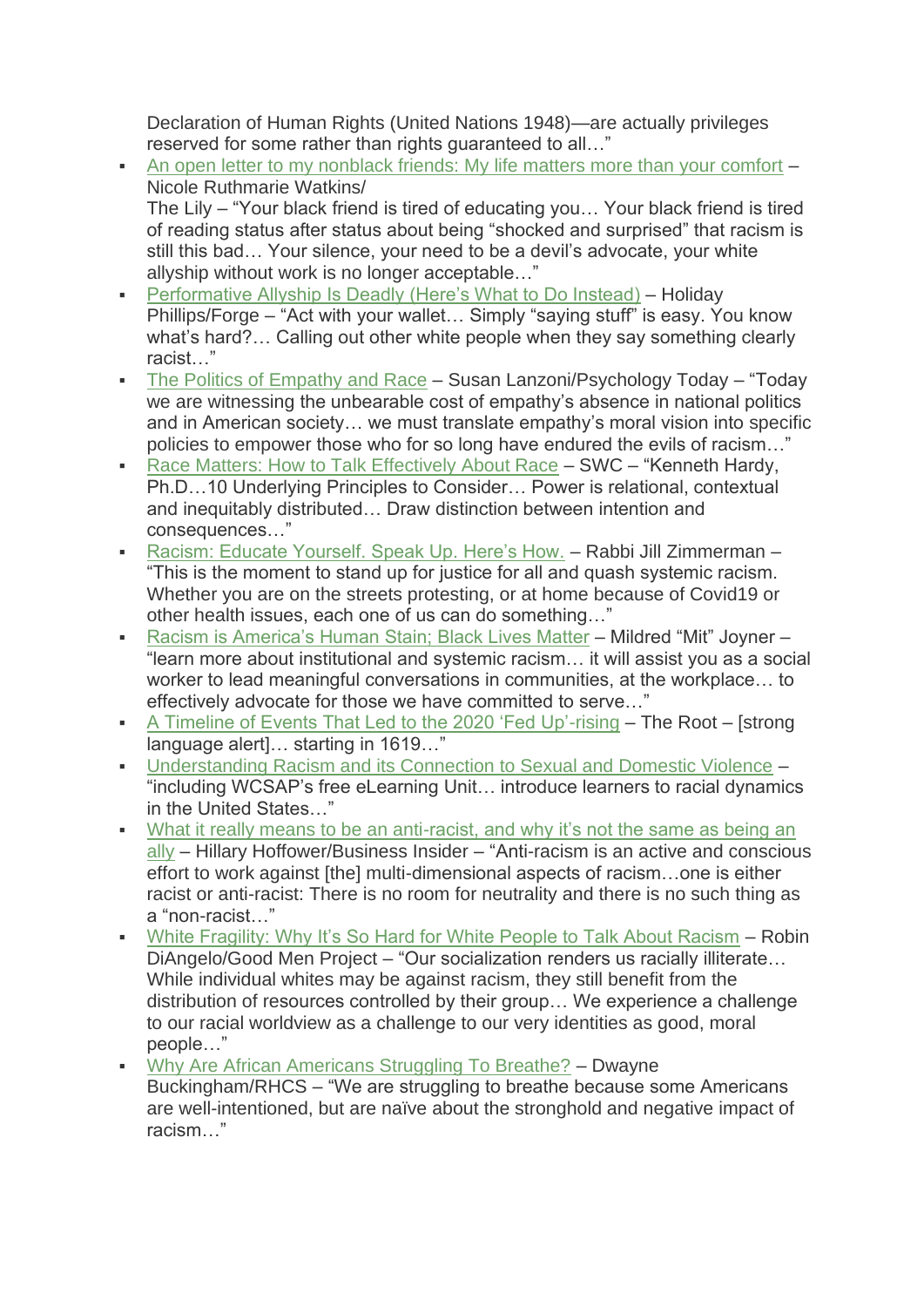Declaration of Human Rights (United Nations 1948)—are actually privileges reserved for some rather than rights guaranteed to all…"

- An open letter to my nonblack friends: My life matters more than your comfort – Nicole Ruthmarie Watkins/ The Lily – "Your black friend is tired of educating you… Your black friend is tired of reading status after status about being "shocked and surprised" that racism is still this bad… Your silence, your need to be a devil's advocate, your white allyship without work is no longer acceptable…"
- Performative Allyship Is Deadly (Here's What to Do Instead) – Holiday Phillips/Forge – "Act with your wallet… Simply "saying stuff" is easy. You know what's hard?… Calling out other white people when they say something clearly racist…"
- The Politics of Empathy and Race – Susan Lanzoni/Psychology Today – "Today we are witnessing the unbearable cost of empathy's absence in national politics and in American society… we must translate empathy's moral vision into specific policies to empower those who for so long have endured the evils of racism…"
- Race Matters: How to Talk Effectively About Race – SWC – "Kenneth Hardy, Ph.D…10 Underlying Principles to Consider… Power is relational, contextual and inequitably distributed… Draw distinction between intention and consequences…"
- Racism: Educate Yourself. Speak Up. Here's How. – Rabbi Jill Zimmerman – "This is the moment to stand up for justice for all and quash systemic racism. Whether you are on the streets protesting, or at home because of Covid19 or other health issues, each one of us can do something…"
- Racism is America's Human Stain; Black Lives Matter – Mildred "Mit" Joyner – "learn more about institutional and systemic racism… it will assist you as a social worker to lead meaningful conversations in communities, at the workplace… to effectively advocate for those we have committed to serve…"
- A Timeline of Events That Led to the 2020 'Fed Up'-rising – The Root – [strong language alert]… starting in 1619…"
- Understanding Racism and its Connection to Sexual and Domestic Violence – "including WCSAP's free eLearning Unit… introduce learners to racial dynamics in the United States…"
- What it really means to be an anti-racist, and why it's not the same as being an ally – Hillary Hoffower/Business Insider – "Anti-racism is an active and conscious effort to work against [the] multi-dimensional aspects of racism…one is either racist or anti-racist: There is no room for neutrality and there is no such thing as a "non-racist…"
- White Fragility: Why It's So Hard for White People to Talk About Racism – Robin DiAngelo/Good Men Project – "Our socialization renders us racially illiterate… While individual whites may be against racism, they still benefit from the distribution of resources controlled by their group… We experience a challenge to our racial worldview as a challenge to our very identities as good, moral people…"
- Why Are African Americans Struggling To Breathe? – Dwayne Buckingham/RHCS – "We are struggling to breathe because some Americans are well-intentioned, but are naïve about the stronghold and negative impact of racism…"